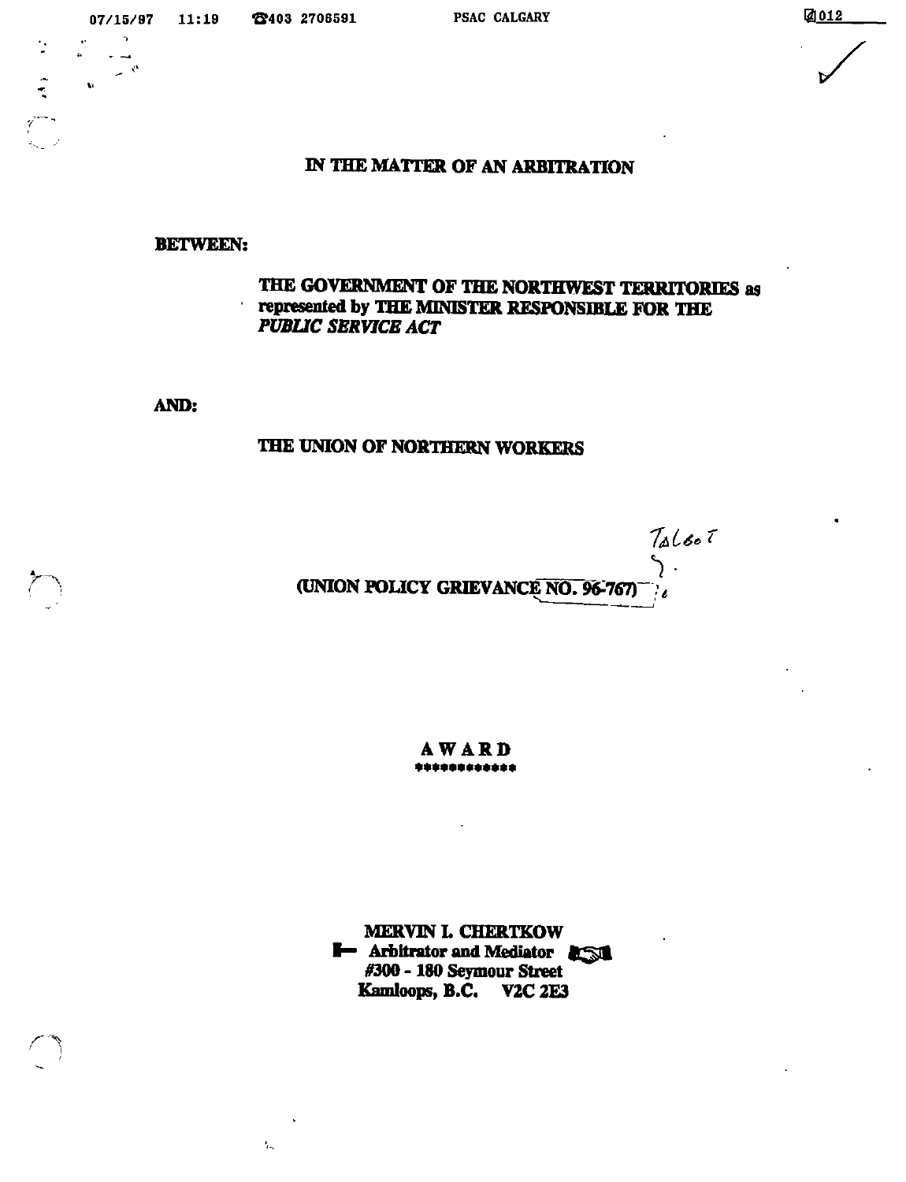# IN THE MATTER OF AN ARBITRATION

**BETWEEN:**

**THE GOVERNMENT OF THE NORTHWEST TERRITORIES as represented by THE MINISTER RESPONSIBLE FOR THE *PUBLIC SERVICE ACT***

**AND:**

**THE UNION OF NORTHERN WORKERS**

**(UNION POLICY GRIEVANCE NO. 96-767)**

## AWARD

**MERVIN I. CHERTKOW**
**Arbitrator and Mediator**
**#300 - 180 Seymour Street**
**Kamloops, B.C. V2C 2E3**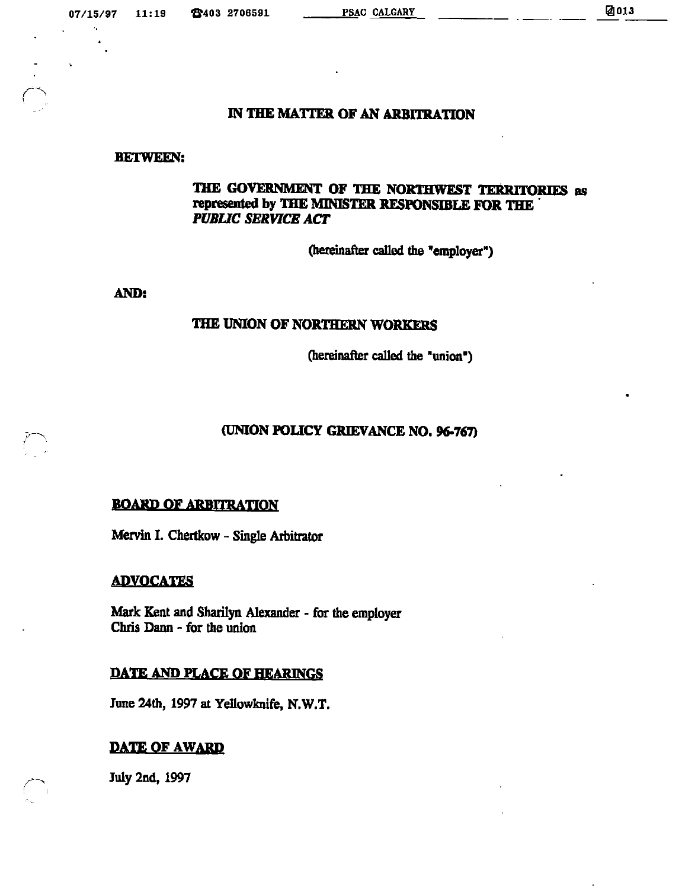# IN THE MATTER OF AN ARBITRATION

**BETWEEN:**

**THE GOVERNMENT OF THE NORTHWEST TERRITORIES as represented by THE MINISTER RESPONSIBLE FOR THE *PUBLIC SERVICE ACT***

(hereinafter called the "employer")

**AND:**

**THE UNION OF NORTHERN WORKERS**

(hereinafter called the "union")

**(UNION POLICY GRIEVANCE NO. 96-767)**

## BOARD OF ARBITRATION

Mervin I. Chertkow - Single Arbitrator

## ADVOCATES

Mark Kent and Sharilyn Alexander - for the employer
Chris Dann - for the union

## DATE AND PLACE OF HEARINGS

June 24th, 1997 at Yellowknife, N.W.T.

## DATE OF AWARD

July 2nd, 1997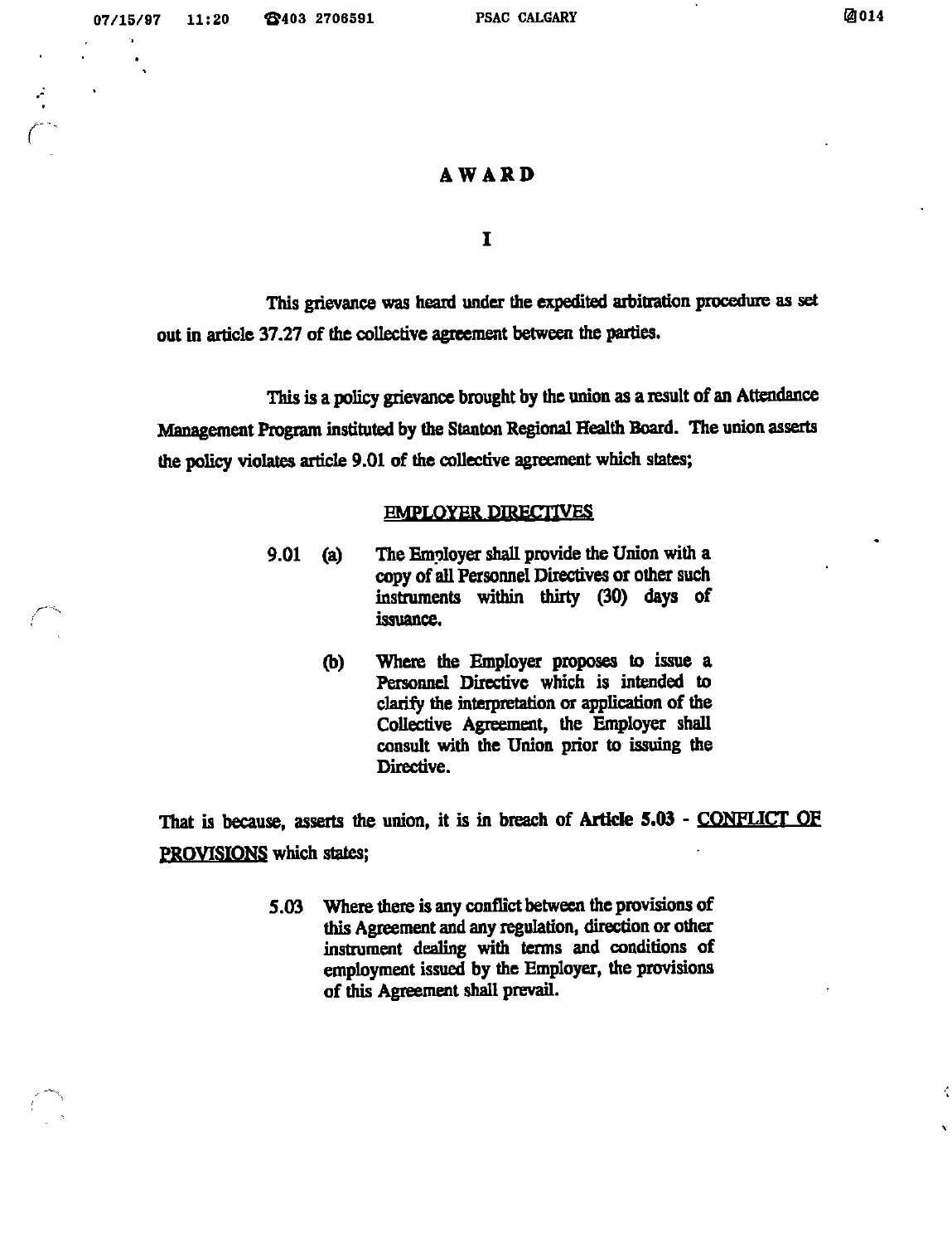# AWARD

## I

This grievance was heard under the expedited arbitration procedure as set out in article 37.27 of the collective agreement between the parties.

This is a policy grievance brought by the union as a result of an Attendance Management Program instituted by the Stanton Regional Health Board. The union asserts the policy violates article 9.01 of the collective agreement which states;

<u>EMPLOYER DIRECTIVES</u>

> 9.01 (a) The Employer shall provide the Union with a copy of all Personnel Directives or other such instruments within thirty (30) days of issuance.
>
> (b) Where the Employer proposes to issue a Personnel Directive which is intended to clarify the interpretation or application of the Collective Agreement, the Employer shall consult with the Union prior to issuing the Directive.

That is because, asserts the union, it is in breach of **Article 5.03** - <u>CONFLICT OF PROVISIONS</u> which states;

> 5.03 Where there is any conflict between the provisions of this Agreement and any regulation, direction or other instrument dealing with terms and conditions of employment issued by the Employer, the provisions of this Agreement shall prevail.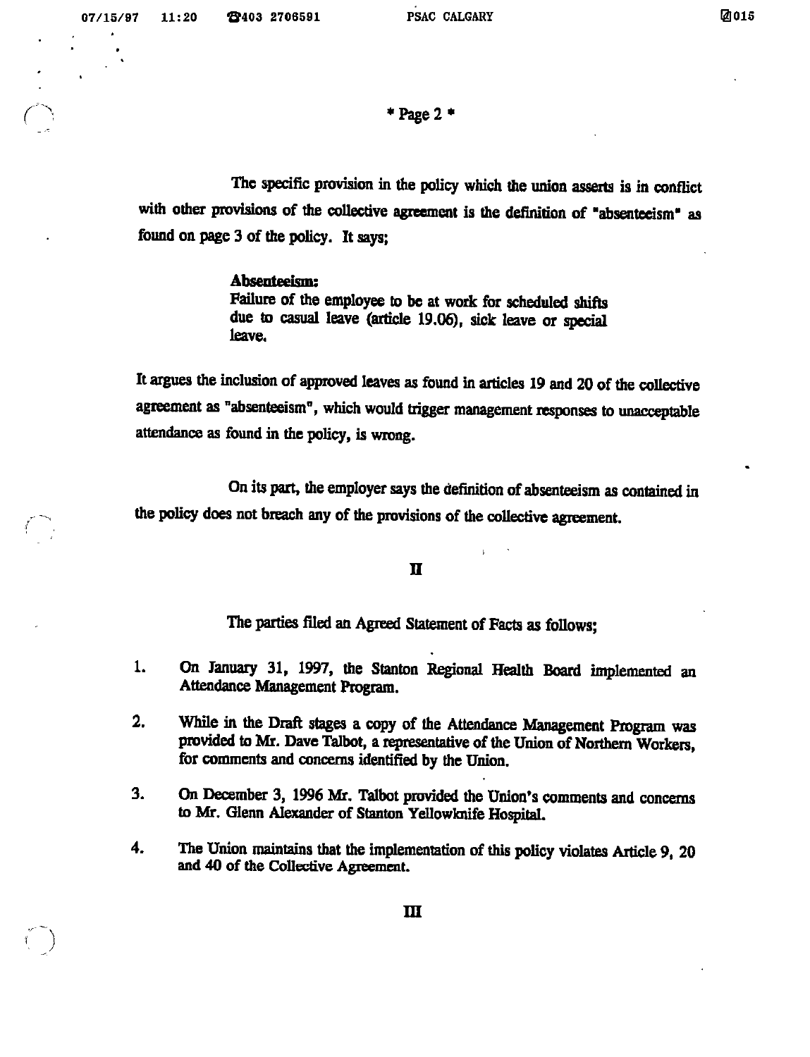The specific provision in the policy which the union asserts is in conflict with other provisions of the collective agreement is the definition of "absenteeism" as found on page 3 of the policy. It says;

> **Absenteeism:**
> Failure of the employee to be at work for scheduled shifts due to casual leave (article 19.06), sick leave or special leave.

It argues the inclusion of approved leaves as found in articles 19 and 20 of the collective agreement as "absenteeism", which would trigger management responses to unacceptable attendance as found in the policy, is wrong.

On its part, the employer says the definition of absenteeism as contained in the policy does not breach any of the provisions of the collective agreement.

## II

The parties filed an Agreed Statement of Facts as follows;

1. On January 31, 1997, the Stanton Regional Health Board implemented an Attendance Management Program.
2. While in the Draft stages a copy of the Attendance Management Program was provided to Mr. Dave Talbot, a representative of the Union of Northern Workers, for comments and concerns identified by the Union.
3. On December 3, 1996 Mr. Talbot provided the Union's comments and concerns to Mr. Glenn Alexander of Stanton Yellowknife Hospital.
4. The Union maintains that the implementation of this policy violates Article 9, 20 and 40 of the Collective Agreement.

## III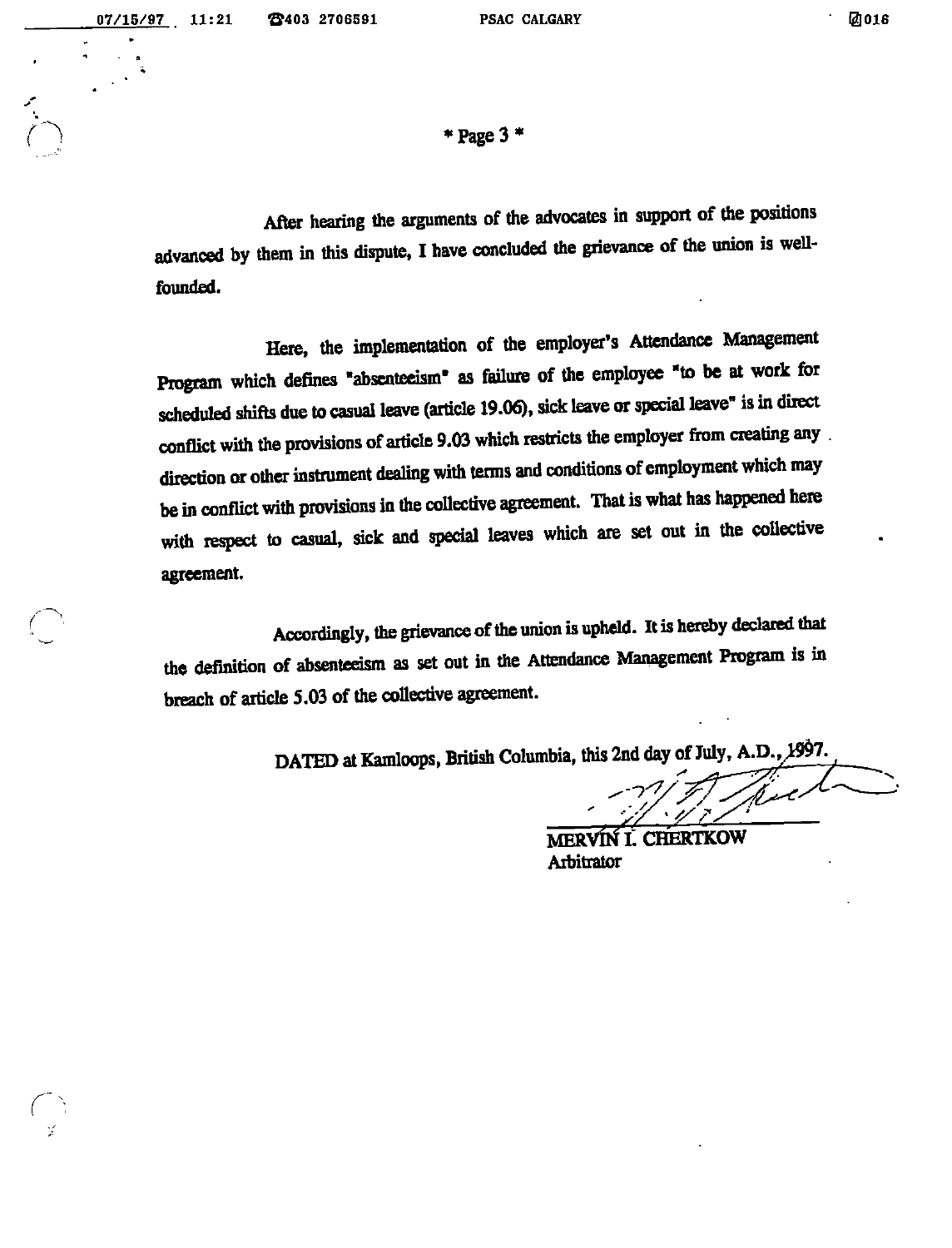After hearing the arguments of the advocates in support of the positions advanced by them in this dispute, I have concluded the grievance of the union is well-founded.

Here, the implementation of the employer's Attendance Management Program which defines "absenteeism" as failure of the employee "to be at work for scheduled shifts due to casual leave (article 19.06), sick leave or special leave" is in direct conflict with the provisions of article 9.03 which restricts the employer from creating any direction or other instrument dealing with terms and conditions of employment which may be in conflict with provisions in the collective agreement. That is what has happened here with respect to casual, sick and special leaves which are set out in the collective agreement.

Accordingly, the grievance of the union is upheld. It is hereby declared that the definition of absenteeism as set out in the Attendance Management Program is in breach of article 5.03 of the collective agreement.

DATED at Kamloops, British Columbia, this 2nd day of July, A.D., 1997.

MERVIN I. CHERTKOW
Arbitrator